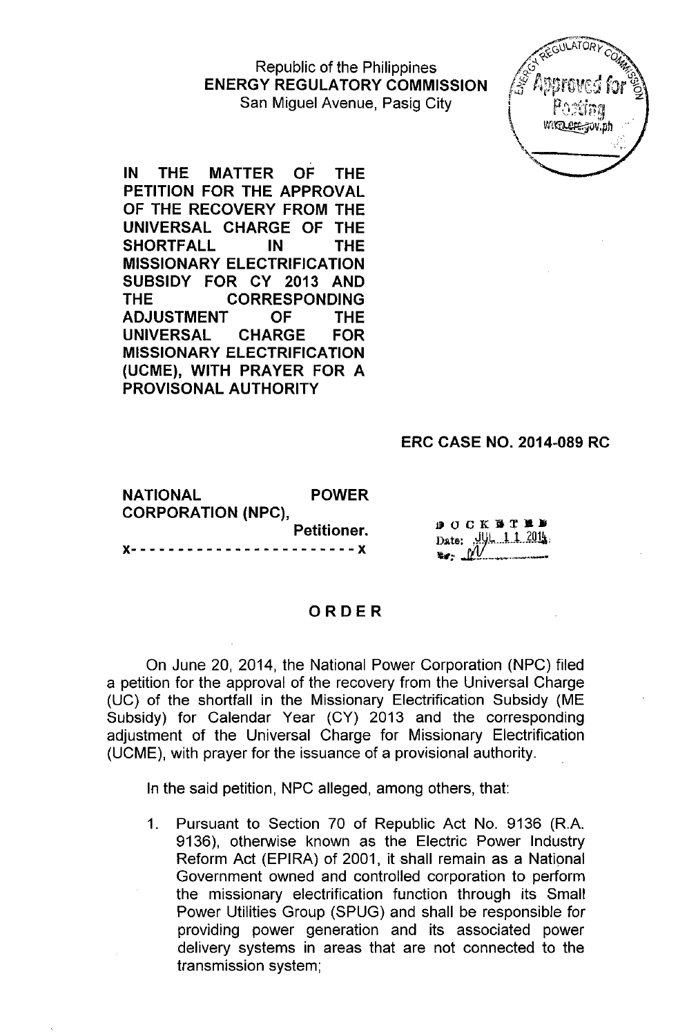Republic of the Philippines
**ENERGY REGULATORY COMMISSION**
San Miguel Avenue, Pasig City

**IN THE MATTER OF THE PETITION FOR THE APPROVAL OF THE RECOVERY FROM THE UNIVERSAL CHARGE OF THE SHORTFALL IN THE MISSIONARY ELECTRIFICATION SUBSIDY FOR CY 2013 AND THE CORRESPONDING ADJUSTMENT OF THE UNIVERSAL CHARGE FOR MISSIONARY ELECTRIFICATION (UCME), WITH PRAYER FOR A PROVISONAL AUTHORITY**

**ERC CASE NO. 2014-089 RC**

**NATIONAL POWER CORPORATION (NPC),**
**Petitioner.**
**x- - - - - - - - - - - - - - - - - - - - - - - x**

DOCKETED
Date: JUL 11 2014

# ORDER

On June 20, 2014, the National Power Corporation (NPC) filed a petition for the approval of the recovery from the Universal Charge (UC) of the shortfall in the Missionary Electrification Subsidy (ME Subsidy) for Calendar Year (CY) 2013 and the corresponding adjustment of the Universal Charge for Missionary Electrification (UCME), with prayer for the issuance of a provisional authority.

In the said petition, NPC alleged, among others, that:

1. Pursuant to Section 70 of Republic Act No. 9136 (R.A. 9136), otherwise known as the Electric Power Industry Reform Act (EPIRA) of 2001, it shall remain as a National Government owned and controlled corporation to perform the missionary electrification function through its Small Power Utilities Group (SPUG) and shall be responsible for providing power generation and its associated power delivery systems in areas that are not connected to the transmission system;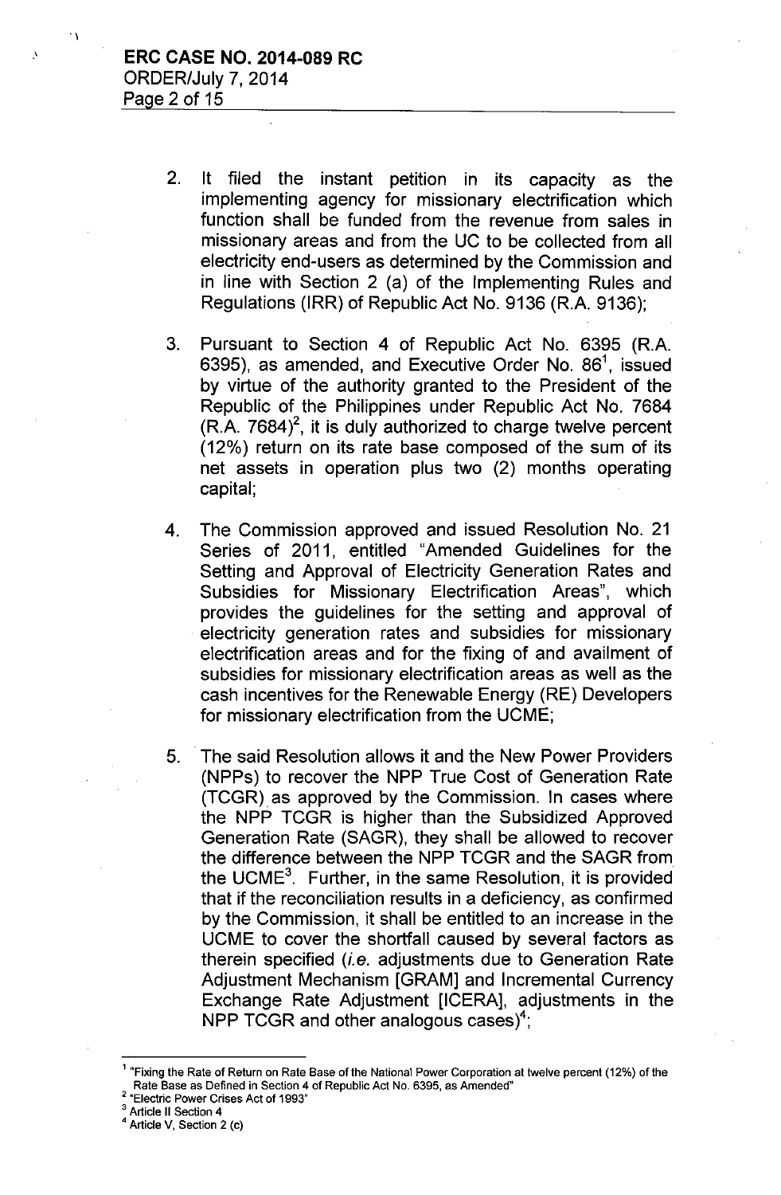2. It filed the instant petition in its capacity as the implementing agency for missionary electrification which function shall be funded from the revenue from sales in missionary areas and from the UC to be collected from all electricity end-users as determined by the Commission and in line with Section 2 (a) of the Implementing Rules and Regulations (IRR) of Republic Act No. 9136 (R.A. 9136);

3. Pursuant to Section 4 of Republic Act No. 6395 (R.A. 6395), as amended, and Executive Order No. 86[1], issued by virtue of the authority granted to the President of the Republic of the Philippines under Republic Act No. 7684 (R.A. 7684)[2], it is duly authorized to charge twelve percent (12%) return on its rate base composed of the sum of its net assets in operation plus two (2) months operating capital;

4. The Commission approved and issued Resolution No. 21 Series of 2011, entitled "Amended Guidelines for the Setting and Approval of Electricity Generation Rates and Subsidies for Missionary Electrification Areas", which provides the guidelines for the setting and approval of electricity generation rates and subsidies for missionary electrification areas and for the fixing of and availment of subsidies for missionary electrification areas as well as the cash incentives for the Renewable Energy (RE) Developers for missionary electrification from the UCME;

5. The said Resolution allows it and the New Power Providers (NPPs) to recover the NPP True Cost of Generation Rate (TCGR) as approved by the Commission. In cases where the NPP TCGR is higher than the Subsidized Approved Generation Rate (SAGR), they shall be allowed to recover the difference between the NPP TCGR and the SAGR from the UCME[3]. Further, in the same Resolution, it is provided that if the reconciliation results in a deficiency, as confirmed by the Commission, it shall be entitled to an increase in the UCME to cover the shortfall caused by several factors as therein specified (*i.e.* adjustments due to Generation Rate Adjustment Mechanism [GRAM] and Incremental Currency Exchange Rate Adjustment [ICERA], adjustments in the NPP TCGR and other analogous cases)[4];

---

[1] "Fixing the Rate of Return on Rate Base of the National Power Corporation at twelve percent (12%) of the Rate Base as Defined in Section 4 of Republic Act No. 6395, as Amended"

[2] "Electric Power Crises Act of 1993"

[3] Article II Section 4

[4] Article V, Section 2 (c)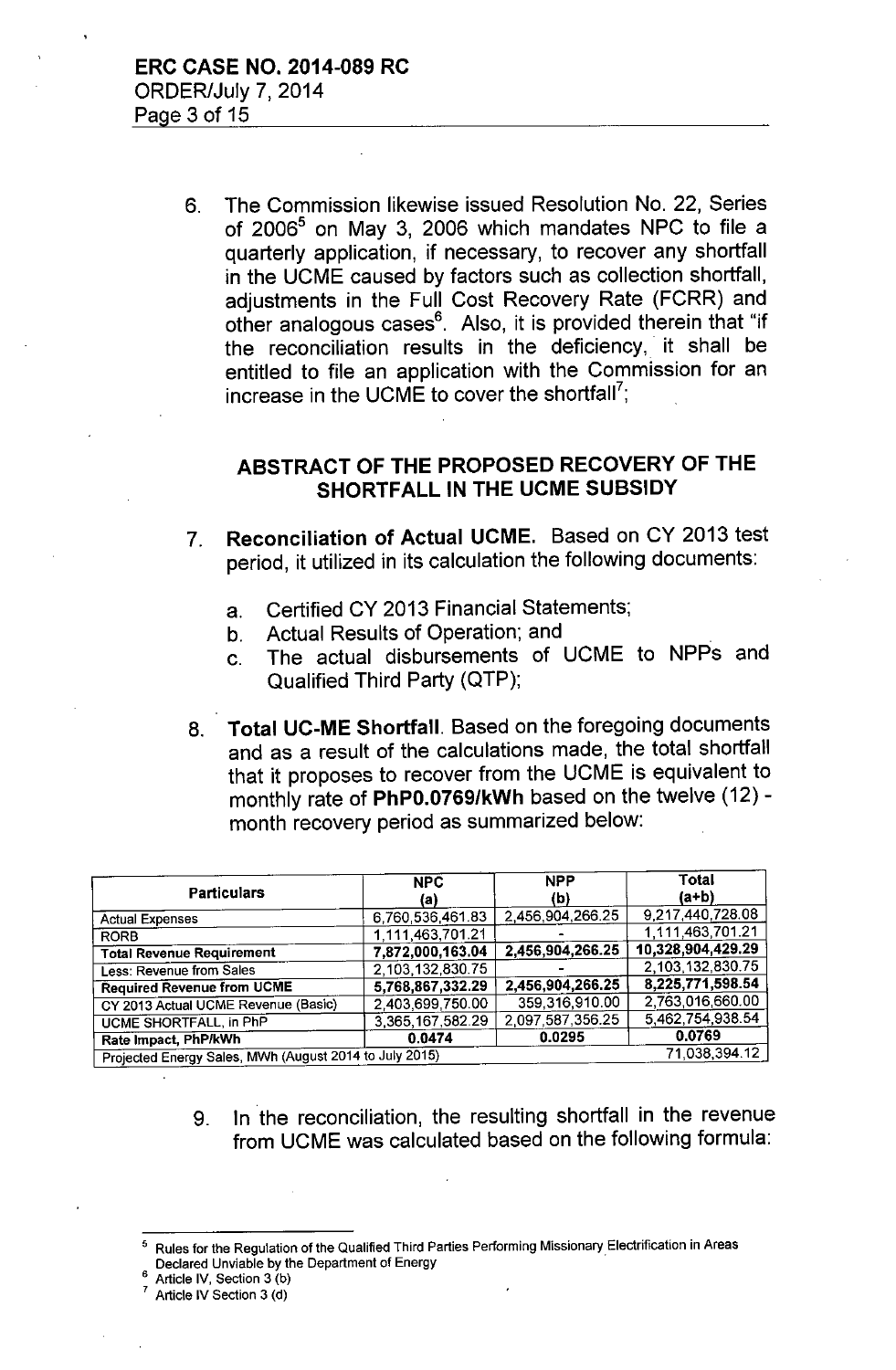6. The Commission likewise issued Resolution No. 22, Series of 2006[5] on May 3, 2006 which mandates NPC to file a quarterly application, if necessary, to recover any shortfall in the UCME caused by factors such as collection shortfall, adjustments in the Full Cost Recovery Rate (FCRR) and other analogous cases[6]. Also, it is provided therein that "if the reconciliation results in the deficiency, it shall be entitled to file an application with the Commission for an increase in the UCME to cover the shortfall[7];

## ABSTRACT OF THE PROPOSED RECOVERY OF THE SHORTFALL IN THE UCME SUBSIDY

7. **Reconciliation of Actual UCME.** Based on CY 2013 test period, it utilized in its calculation the following documents:

   a. Certified CY 2013 Financial Statements;
   b. Actual Results of Operation; and
   c. The actual disbursements of UCME to NPPs and Qualified Third Party (QTP);

8. **Total UC-ME Shortfall**. Based on the foregoing documents and as a result of the calculations made, the total shortfall that it proposes to recover from the UCME is equivalent to monthly rate of **PhP0.0769/kWh** based on the twelve (12) - month recovery period as summarized below:

| Particulars | NPC (a) | NPP (b) | Total (a+b) |
|---|---|---|---|
| Actual Expenses | 6,760,536,461.83 | 2,456,904,266.25 | 9,217,440,728.08 |
| RORB | 1,111,463,701.21 | - | 1,111,463,701.21 |
| **Total Revenue Requirement** | **7,872,000,163.04** | **2,456,904,266.25** | **10,328,904,429.29** |
| Less: Revenue from Sales | 2,103,132,830.75 | - | 2,103,132,830.75 |
| **Required Revenue from UCME** | **5,768,867,332.29** | **2,456,904,266.25** | **8,225,771,598.54** |
| CY 2013 Actual UCME Revenue (Basic) | 2,403,699,750.00 | 359,316,910.00 | 2,763,016,660.00 |
| UCME SHORTFALL, in PhP | 3,365,167,582.29 | 2,097,587,356.25 | 5,462,754,938.54 |
| **Rate Impact, PhP/kWh** | **0.0474** | **0.0295** | **0.0769** |
| Projected Energy Sales, MWh (August 2014 to July 2015) | | | 71,038,394.12 |

9. In the reconciliation, the resulting shortfall in the revenue from UCME was calculated based on the following formula:

---

[5] Rules for the Regulation of the Qualified Third Parties Performing Missionary Electrification in Areas Declared Unviable by the Department of Energy

[6] Article IV, Section 3 (b)

[7] Article IV Section 3 (d)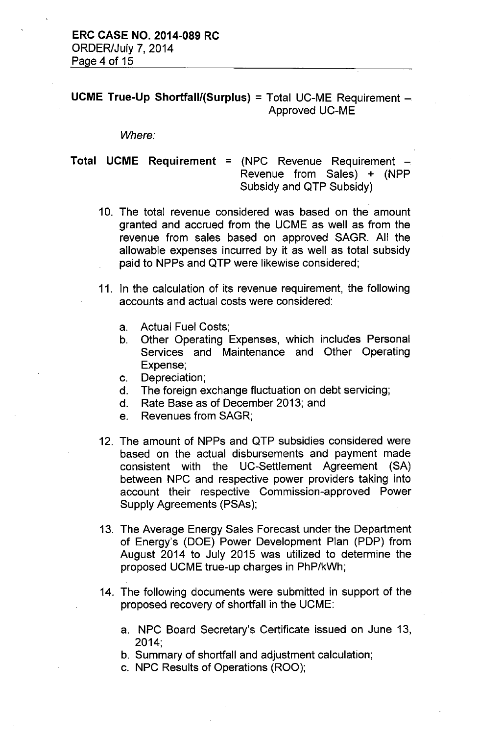**UCME True-Up Shortfall/(Surplus)** = Total UC-ME Requirement – Approved UC-ME

*Where:*

**Total UCME Requirement** = (NPC Revenue Requirement – Revenue from Sales) + (NPP Subsidy and QTP Subsidy)

10. The total revenue considered was based on the amount granted and accrued from the UCME as well as from the revenue from sales based on approved SAGR. All the allowable expenses incurred by it as well as total subsidy paid to NPPs and QTP were likewise considered;

11. In the calculation of its revenue requirement, the following accounts and actual costs were considered:

    a. Actual Fuel Costs;
    b. Other Operating Expenses, which includes Personal Services and Maintenance and Other Operating Expense;
    c. Depreciation;
    d. The foreign exchange fluctuation on debt servicing;
    d. Rate Base as of December 2013; and
    e. Revenues from SAGR;

12. The amount of NPPs and QTP subsidies considered were based on the actual disbursements and payment made consistent with the UC-Settlement Agreement (SA) between NPC and respective power providers taking into account their respective Commission-approved Power Supply Agreements (PSAs);

13. The Average Energy Sales Forecast under the Department of Energy's (DOE) Power Development Plan (PDP) from August 2014 to July 2015 was utilized to determine the proposed UCME true-up charges in PhP/kWh;

14. The following documents were submitted in support of the proposed recovery of shortfall in the UCME:

    a. NPC Board Secretary's Certificate issued on June 13, 2014;
    b. Summary of shortfall and adjustment calculation;
    c. NPC Results of Operations (ROO);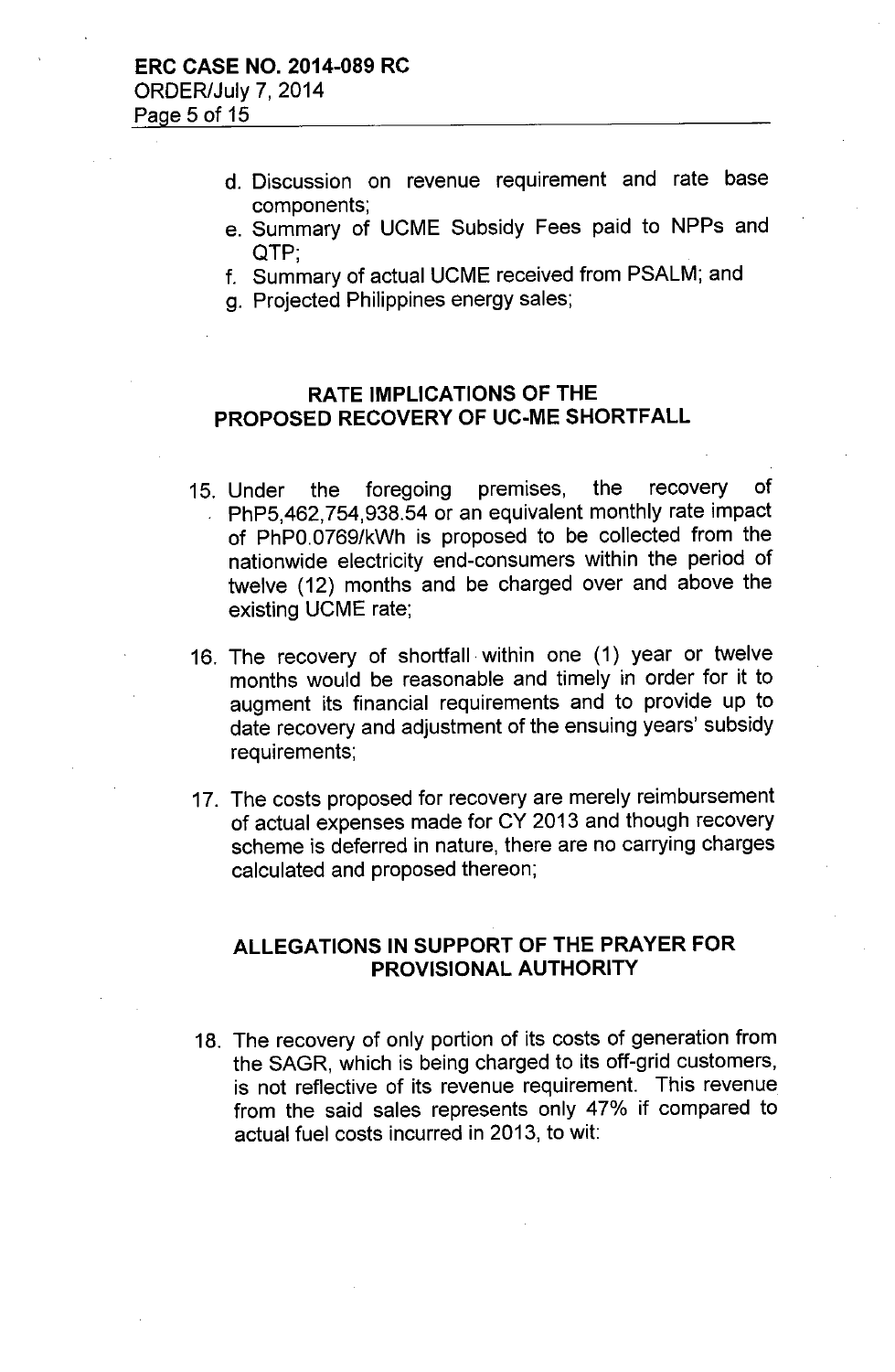d. Discussion on revenue requirement and rate base components;
e. Summary of UCME Subsidy Fees paid to NPPs and QTP;
f. Summary of actual UCME received from PSALM; and
g. Projected Philippines energy sales;

## RATE IMPLICATIONS OF THE PROPOSED RECOVERY OF UC-ME SHORTFALL

15. Under the foregoing premises, the recovery of PhP5,462,754,938.54 or an equivalent monthly rate impact of PhP0.0769/kWh is proposed to be collected from the nationwide electricity end-consumers within the period of twelve (12) months and be charged over and above the existing UCME rate;

16. The recovery of shortfall within one (1) year or twelve months would be reasonable and timely in order for it to augment its financial requirements and to provide up to date recovery and adjustment of the ensuing years' subsidy requirements;

17. The costs proposed for recovery are merely reimbursement of actual expenses made for CY 2013 and though recovery scheme is deferred in nature, there are no carrying charges calculated and proposed thereon;

## ALLEGATIONS IN SUPPORT OF THE PRAYER FOR PROVISIONAL AUTHORITY

18. The recovery of only portion of its costs of generation from the SAGR, which is being charged to its off-grid customers, is not reflective of its revenue requirement. This revenue from the said sales represents only 47% if compared to actual fuel costs incurred in 2013, to wit: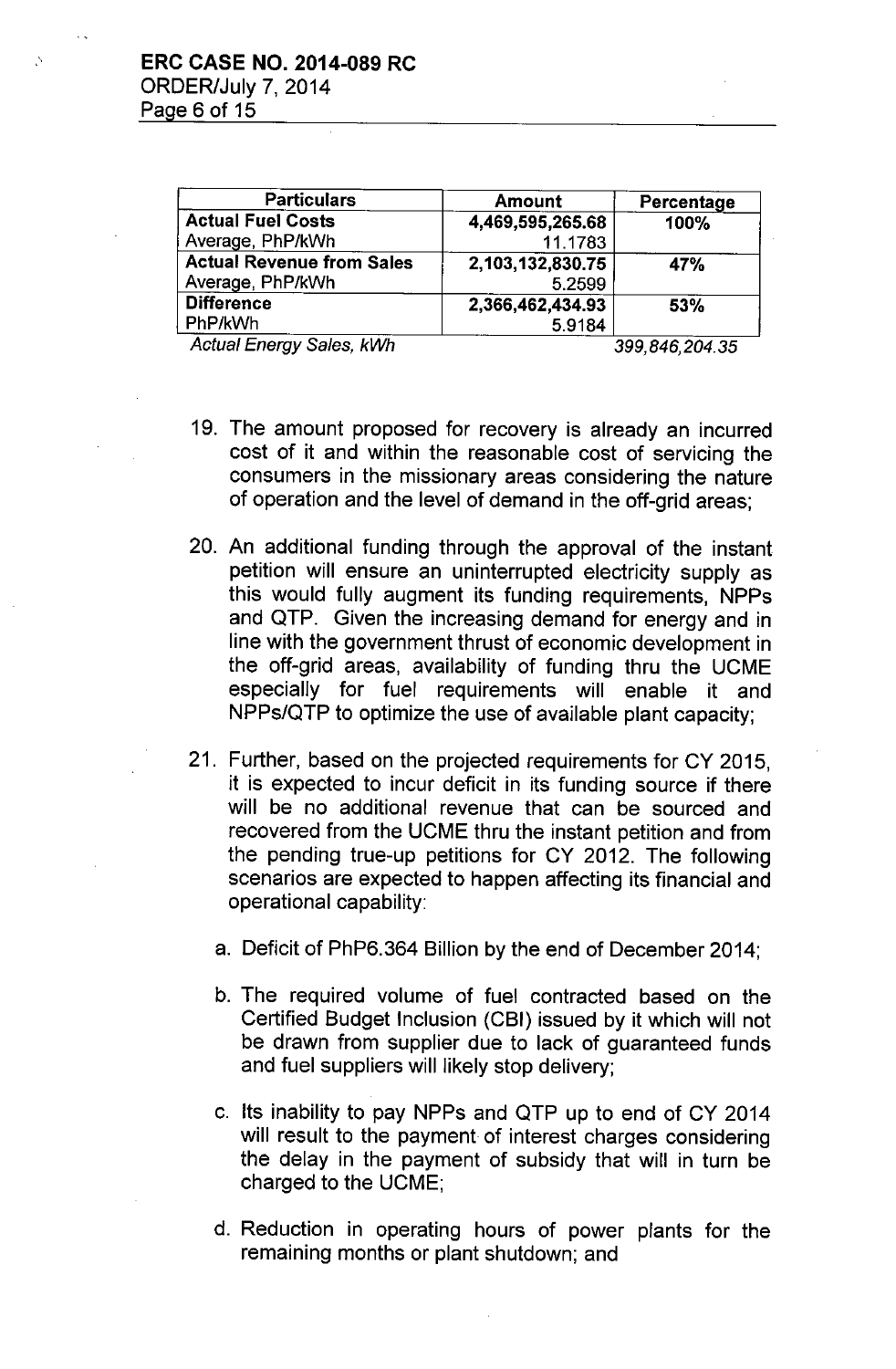| Particulars | Amount | Percentage |
|---|---|---|
| **Actual Fuel Costs**<br>Average, PhP/kWh | **4,469,595,265.68**<br>11.1783 | **100%** |
| **Actual Revenue from Sales**<br>Average, PhP/kWh | **2,103,132,830.75**<br>5.2599 | **47%** |
| **Difference**<br>PhP/kWh | **2,366,462,434.93**<br>5.9184 | **53%** |
| *Actual Energy Sales, kWh* | | *399,846,204.35* |

19. The amount proposed for recovery is already an incurred cost of it and within the reasonable cost of servicing the consumers in the missionary areas considering the nature of operation and the level of demand in the off-grid areas;

20. An additional funding through the approval of the instant petition will ensure an uninterrupted electricity supply as this would fully augment its funding requirements, NPPs and QTP. Given the increasing demand for energy and in line with the government thrust of economic development in the off-grid areas, availability of funding thru the UCME especially for fuel requirements will enable it and NPPs/QTP to optimize the use of available plant capacity;

21. Further, based on the projected requirements for CY 2015, it is expected to incur deficit in its funding source if there will be no additional revenue that can be sourced and recovered from the UCME thru the instant petition and from the pending true-up petitions for CY 2012. The following scenarios are expected to happen affecting its financial and operational capability:

    a. Deficit of PhP6.364 Billion by the end of December 2014;

    b. The required volume of fuel contracted based on the Certified Budget Inclusion (CBI) issued by it which will not be drawn from supplier due to lack of guaranteed funds and fuel suppliers will likely stop delivery;

    c. Its inability to pay NPPs and QTP up to end of CY 2014 will result to the payment of interest charges considering the delay in the payment of subsidy that will in turn be charged to the UCME;

    d. Reduction in operating hours of power plants for the remaining months or plant shutdown; and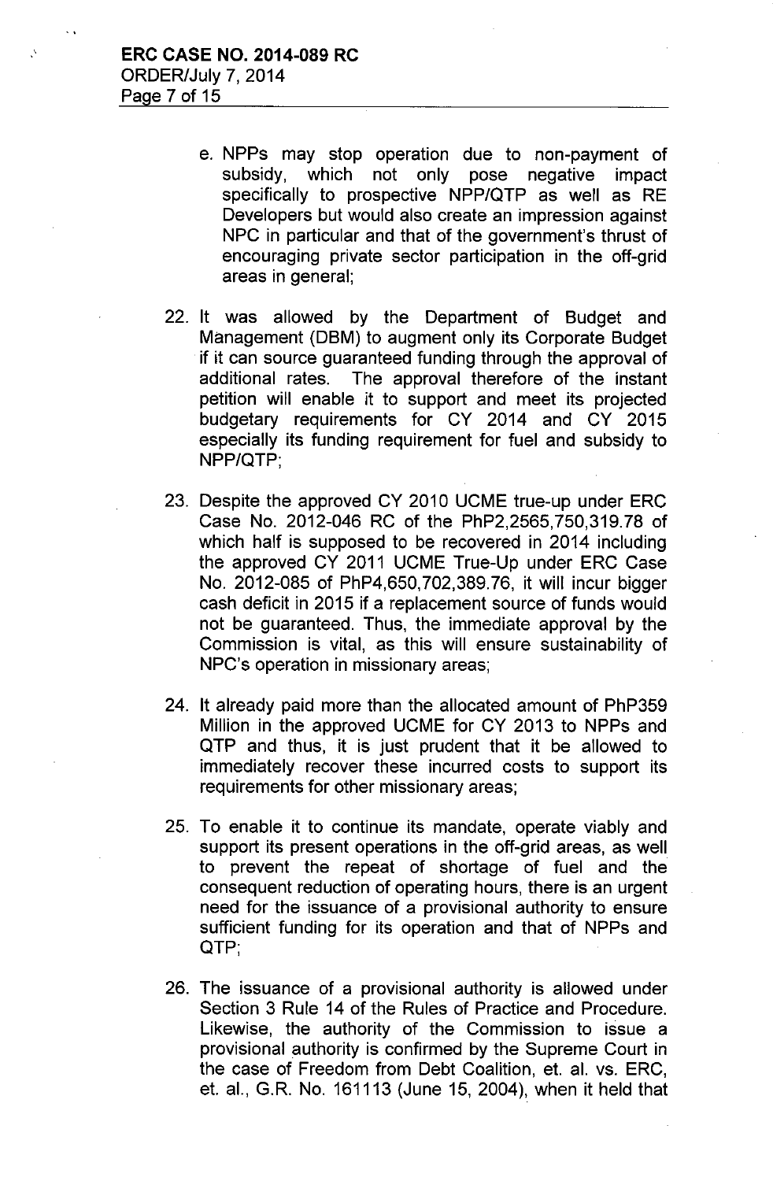e. NPPs may stop operation due to non-payment of subsidy, which not only pose negative impact specifically to prospective NPP/QTP as well as RE Developers but would also create an impression against NPC in particular and that of the government's thrust of encouraging private sector participation in the off-grid areas in general;

22. It was allowed by the Department of Budget and Management (DBM) to augment only its Corporate Budget if it can source guaranteed funding through the approval of additional rates. The approval therefore of the instant petition will enable it to support and meet its projected budgetary requirements for CY 2014 and CY 2015 especially its funding requirement for fuel and subsidy to NPP/QTP;

23. Despite the approved CY 2010 UCME true-up under ERC Case No. 2012-046 RC of the PhP2,2565,750,319.78 of which half is supposed to be recovered in 2014 including the approved CY 2011 UCME True-Up under ERC Case No. 2012-085 of PhP4,650,702,389.76, it will incur bigger cash deficit in 2015 if a replacement source of funds would not be guaranteed. Thus, the immediate approval by the Commission is vital, as this will ensure sustainability of NPC's operation in missionary areas;

24. It already paid more than the allocated amount of PhP359 Million in the approved UCME for CY 2013 to NPPs and QTP and thus, it is just prudent that it be allowed to immediately recover these incurred costs to support its requirements for other missionary areas;

25. To enable it to continue its mandate, operate viably and support its present operations in the off-grid areas, as well to prevent the repeat of shortage of fuel and the consequent reduction of operating hours, there is an urgent need for the issuance of a provisional authority to ensure sufficient funding for its operation and that of NPPs and QTP;

26. The issuance of a provisional authority is allowed under Section 3 Rule 14 of the Rules of Practice and Procedure. Likewise, the authority of the Commission to issue a provisional authority is confirmed by the Supreme Court in the case of Freedom from Debt Coalition, et. al. vs. ERC, et. al., G.R. No. 161113 (June 15, 2004), when it held that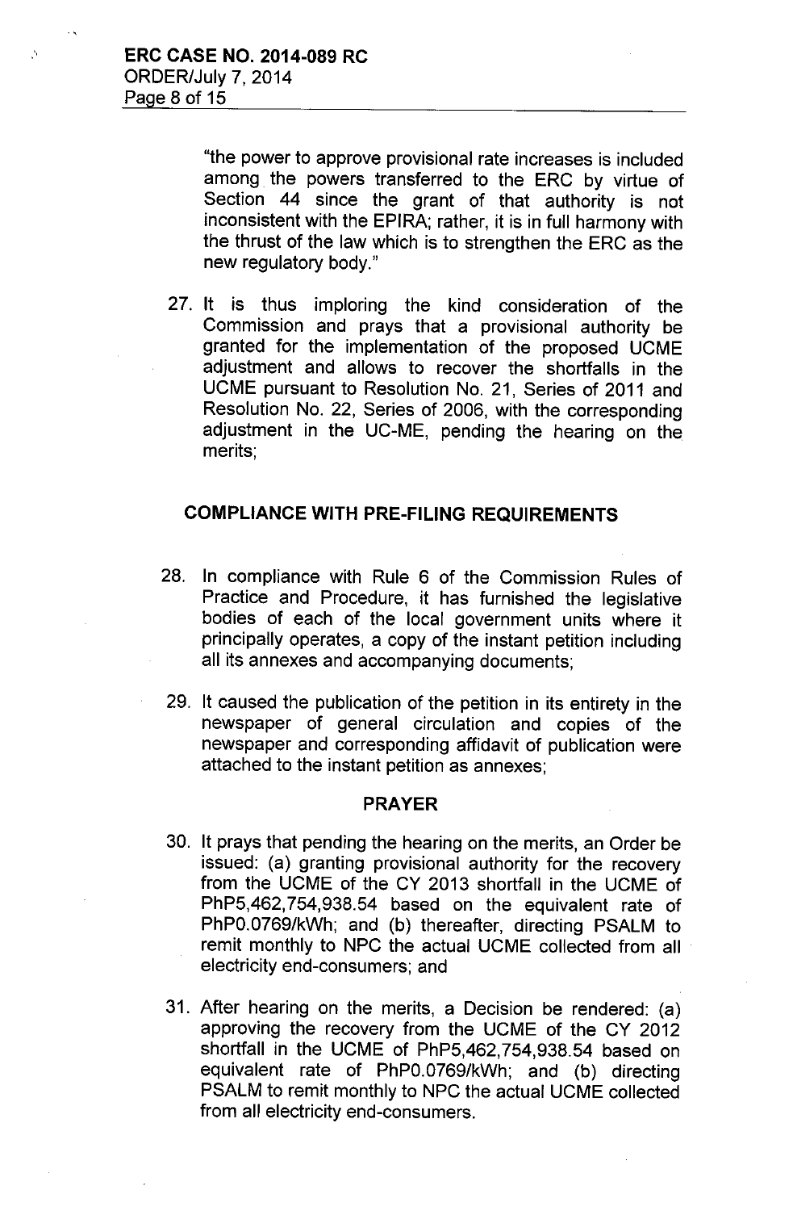"the power to approve provisional rate increases is included among the powers transferred to the ERC by virtue of Section 44 since the grant of that authority is not inconsistent with the EPIRA; rather, it is in full harmony with the thrust of the law which is to strengthen the ERC as the new regulatory body."

27. It is thus imploring the kind consideration of the Commission and prays that a provisional authority be granted for the implementation of the proposed UCME adjustment and allows to recover the shortfalls in the UCME pursuant to Resolution No. 21, Series of 2011 and Resolution No. 22, Series of 2006, with the corresponding adjustment in the UC-ME, pending the hearing on the merits;

## COMPLIANCE WITH PRE-FILING REQUIREMENTS

28. In compliance with Rule 6 of the Commission Rules of Practice and Procedure, it has furnished the legislative bodies of each of the local government units where it principally operates, a copy of the instant petition including all its annexes and accompanying documents;

29. It caused the publication of the petition in its entirety in the newspaper of general circulation and copies of the newspaper and corresponding affidavit of publication were attached to the instant petition as annexes;

## PRAYER

30. It prays that pending the hearing on the merits, an Order be issued: (a) granting provisional authority for the recovery from the UCME of the CY 2013 shortfall in the UCME of PhP5,462,754,938.54 based on the equivalent rate of PhP0.0769/kWh; and (b) thereafter, directing PSALM to remit monthly to NPC the actual UCME collected from all electricity end-consumers; and

31. After hearing on the merits, a Decision be rendered: (a) approving the recovery from the UCME of the CY 2012 shortfall in the UCME of PhP5,462,754,938.54 based on equivalent rate of PhP0.0769/kWh; and (b) directing PSALM to remit monthly to NPC the actual UCME collected from all electricity end-consumers.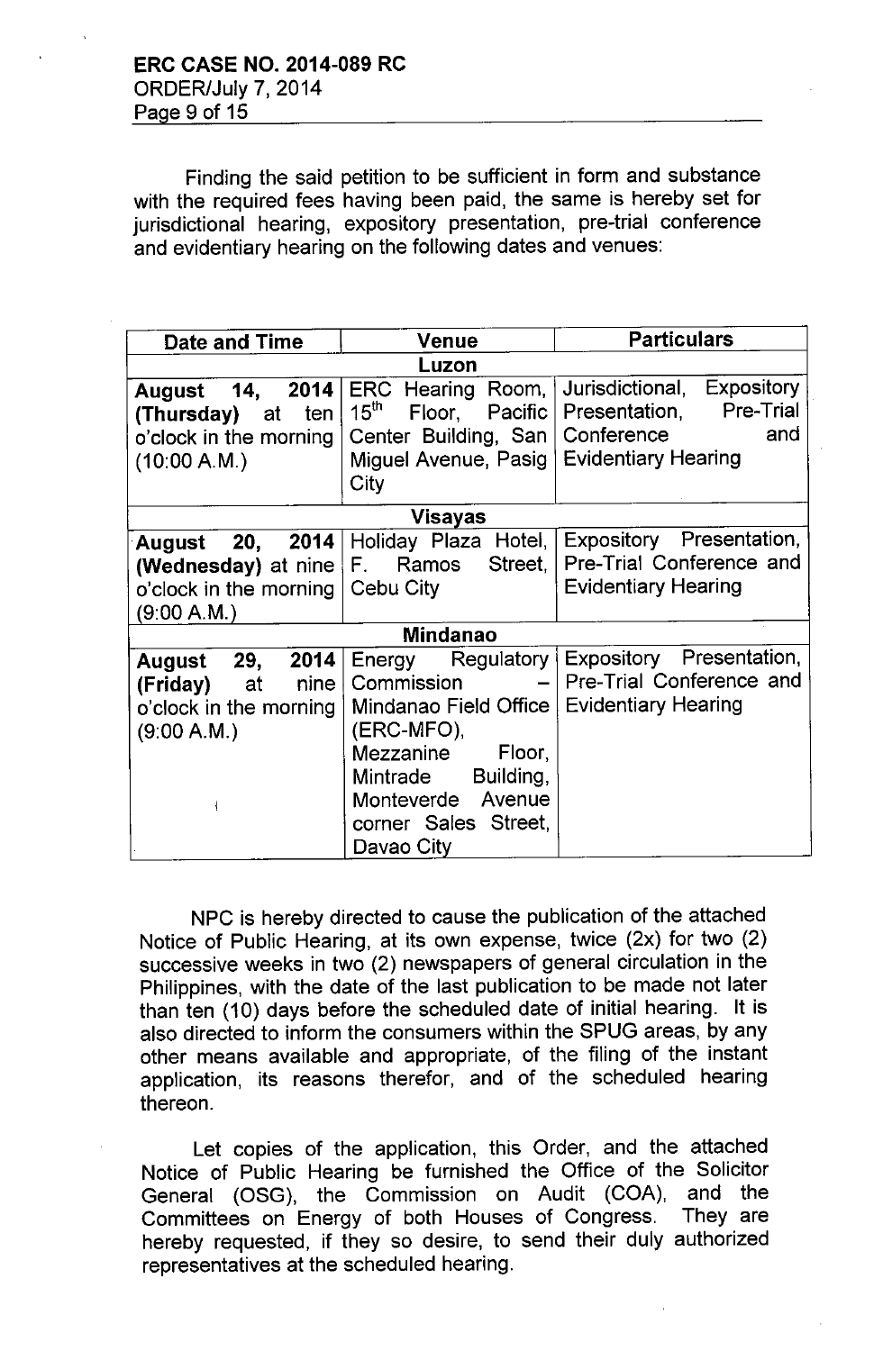Finding the said petition to be sufficient in form and substance with the required fees having been paid, the same is hereby set for jurisdictional hearing, expository presentation, pre-trial conference and evidentiary hearing on the following dates and venues:

| Date and Time | Venue | Particulars |
|---|---|---|
| **Luzon** | | |
| **August 14, 2014 (Thursday)** at ten o'clock in the morning (10:00 A.M.) | ERC Hearing Room, 15th Floor, Pacific Center Building, San Miguel Avenue, Pasig City | Jurisdictional, Expository Presentation, Pre-Trial Conference and Evidentiary Hearing |
| **Visayas** | | |
| **August 20, 2014 (Wednesday)** at nine o'clock in the morning (9:00 A.M.) | Holiday Plaza Hotel, F. Ramos Street, Cebu City | Expository Presentation, Pre-Trial Conference and Evidentiary Hearing |
| **Mindanao** | | |
| **August 29, 2014 (Friday)** at nine o'clock in the morning (9:00 A.M.) | Energy Regulatory Commission – Mindanao Field Office (ERC-MFO), Mezzanine Floor, Mintrade Building, Monteverde Avenue corner Sales Street, Davao City | Expository Presentation, Pre-Trial Conference and Evidentiary Hearing |

NPC is hereby directed to cause the publication of the attached Notice of Public Hearing, at its own expense, twice (2x) for two (2) successive weeks in two (2) newspapers of general circulation in the Philippines, with the date of the last publication to be made not later than ten (10) days before the scheduled date of initial hearing. It is also directed to inform the consumers within the SPUG areas, by any other means available and appropriate, of the filing of the instant application, its reasons therefor, and of the scheduled hearing thereon.

Let copies of the application, this Order, and the attached Notice of Public Hearing be furnished the Office of the Solicitor General (OSG), the Commission on Audit (COA), and the Committees on Energy of both Houses of Congress. They are hereby requested, if they so desire, to send their duly authorized representatives at the scheduled hearing.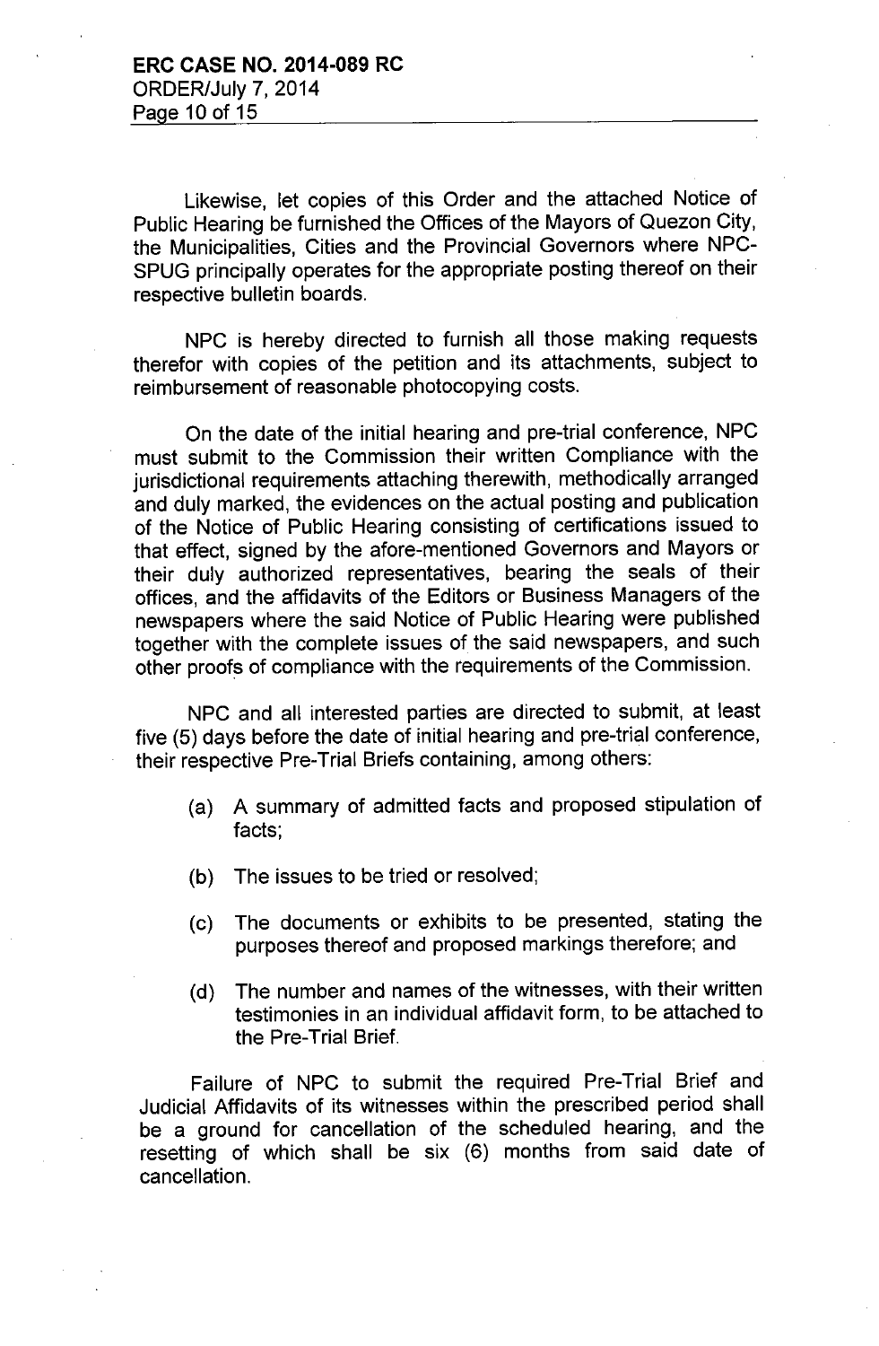Likewise, let copies of this Order and the attached Notice of Public Hearing be furnished the Offices of the Mayors of Quezon City, the Municipalities, Cities and the Provincial Governors where NPC-SPUG principally operates for the appropriate posting thereof on their respective bulletin boards.

NPC is hereby directed to furnish all those making requests therefor with copies of the petition and its attachments, subject to reimbursement of reasonable photocopying costs.

On the date of the initial hearing and pre-trial conference, NPC must submit to the Commission their written Compliance with the jurisdictional requirements attaching therewith, methodically arranged and duly marked, the evidences on the actual posting and publication of the Notice of Public Hearing consisting of certifications issued to that effect, signed by the afore-mentioned Governors and Mayors or their duly authorized representatives, bearing the seals of their offices, and the affidavits of the Editors or Business Managers of the newspapers where the said Notice of Public Hearing were published together with the complete issues of the said newspapers, and such other proofs of compliance with the requirements of the Commission.

NPC and all interested parties are directed to submit, at least five (5) days before the date of initial hearing and pre-trial conference, their respective Pre-Trial Briefs containing, among others:

(a) A summary of admitted facts and proposed stipulation of facts;

(b) The issues to be tried or resolved;

(c) The documents or exhibits to be presented, stating the purposes thereof and proposed markings therefore; and

(d) The number and names of the witnesses, with their written testimonies in an individual affidavit form, to be attached to the Pre-Trial Brief.

Failure of NPC to submit the required Pre-Trial Brief and Judicial Affidavits of its witnesses within the prescribed period shall be a ground for cancellation of the scheduled hearing, and the resetting of which shall be six (6) months from said date of cancellation.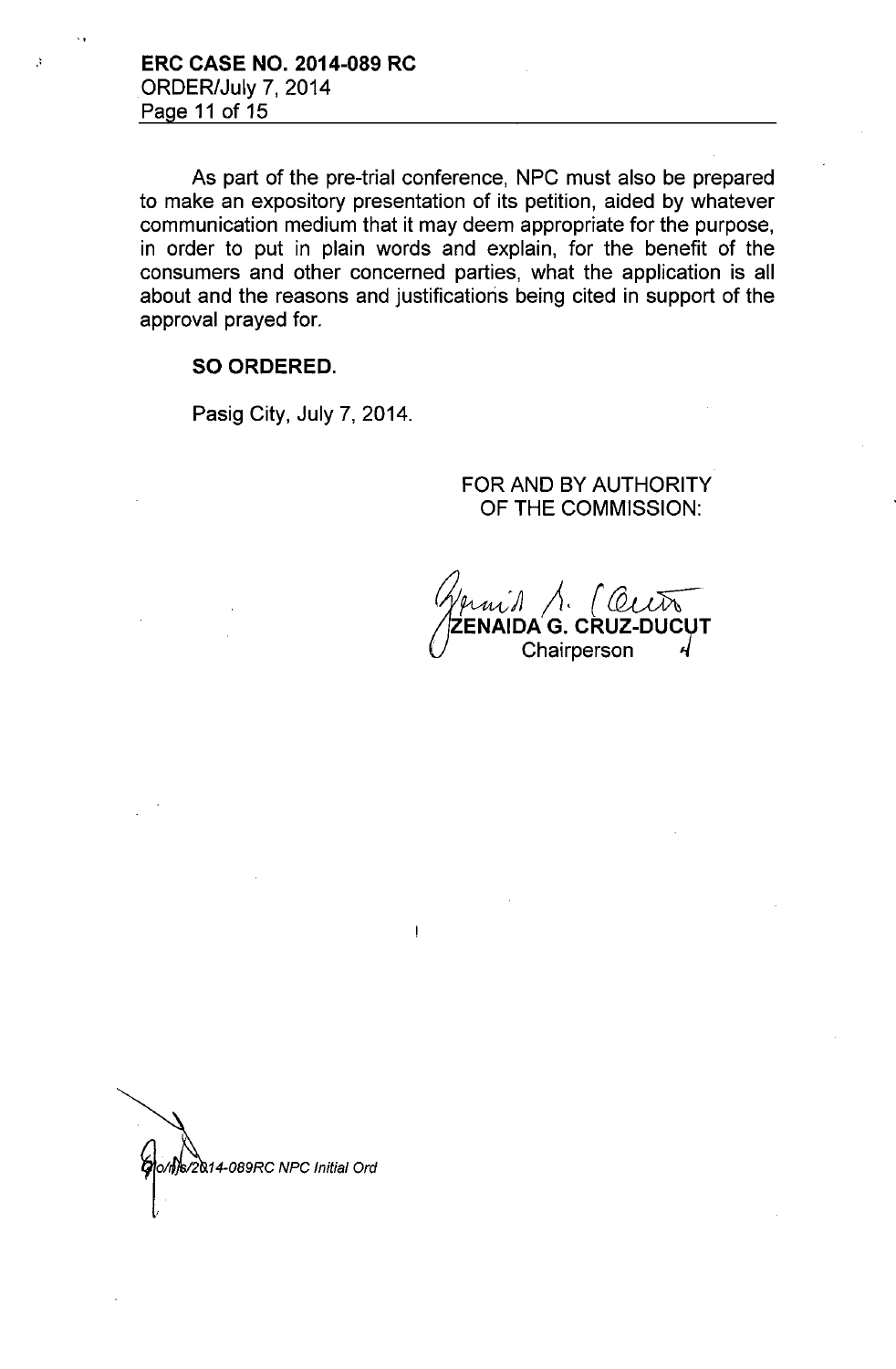As part of the pre-trial conference, NPC must also be prepared to make an expository presentation of its petition, aided by whatever communication medium that it may deem appropriate for the purpose, in order to put in plain words and explain, for the benefit of the consumers and other concerned parties, what the application is all about and the reasons and justifications being cited in support of the approval prayed for.

**SO ORDERED.**

Pasig City, July 7, 2014.

FOR AND BY AUTHORITY OF THE COMMISSION:

**ZENAIDA G. CRUZ-DUCUT**
Chairperson

*o/njs/2014-089RC NPC Initial Ord*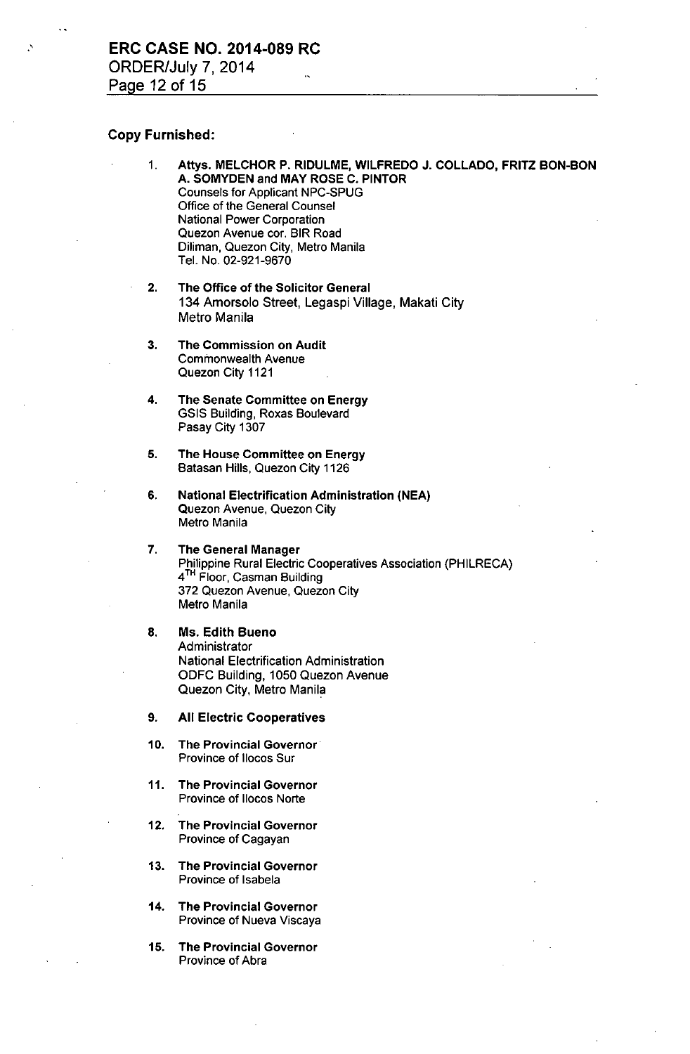**Copy Furnished:**

1. **Attys. MELCHOR P. RIDULME, WILFREDO J. COLLADO, FRITZ BON-BON A. SOMYDEN and MAY ROSE C. PINTOR**
   Counsels for Applicant NPC-SPUG
   Office of the General Counsel
   National Power Corporation
   Quezon Avenue cor. BIR Road
   Diliman, Quezon City, Metro Manila
   Tel. No. 02-921-9670

2. **The Office of the Solicitor General**
   134 Amorsolo Street, Legaspi Village, Makati City
   Metro Manila

3. **The Commission on Audit**
   Commonwealth Avenue
   Quezon City 1121

4. **The Senate Committee on Energy**
   GSIS Building, Roxas Boulevard
   Pasay City 1307

5. **The House Committee on Energy**
   Batasan Hills, Quezon City 1126

6. **National Electrification Administration (NEA)**
   Quezon Avenue, Quezon City
   Metro Manila

7. **The General Manager**
   Philippine Rural Electric Cooperatives Association (PHILRECA)
   4TH Floor, Casman Building
   372 Quezon Avenue, Quezon City
   Metro Manila

8. **Ms. Edith Bueno**
   Administrator
   National Electrification Administration
   ODFC Building, 1050 Quezon Avenue
   Quezon City, Metro Manila

9. **All Electric Cooperatives**

10. **The Provincial Governor**
    Province of Ilocos Sur

11. **The Provincial Governor**
    Province of Ilocos Norte

12. **The Provincial Governor**
    Province of Cagayan

13. **The Provincial Governor**
    Province of Isabela

14. **The Provincial Governor**
    Province of Nueva Viscaya

15. **The Provincial Governor**
    Province of Abra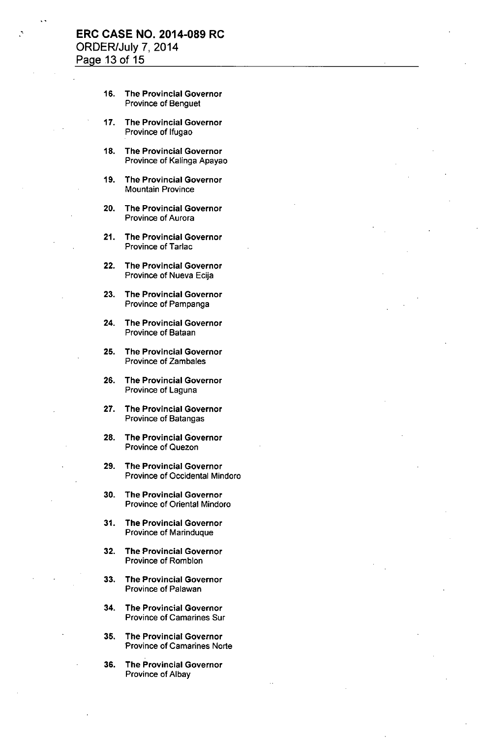16. **The Provincial Governor**
    Province of Benguet

17. **The Provincial Governor**
    Province of Ifugao

18. **The Provincial Governor**
    Province of Kalinga Apayao

19. **The Provincial Governor**
    Mountain Province

20. **The Provincial Governor**
    Province of Aurora

21. **The Provincial Governor**
    Province of Tarlac

22. **The Provincial Governor**
    Province of Nueva Ecija

23. **The Provincial Governor**
    Province of Pampanga

24. **The Provincial Governor**
    Province of Bataan

25. **The Provincial Governor**
    Province of Zambales

26. **The Provincial Governor**
    Province of Laguna

27. **The Provincial Governor**
    Province of Batangas

28. **The Provincial Governor**
    Province of Quezon

29. **The Provincial Governor**
    Province of Occidental Mindoro

30. **The Provincial Governor**
    Province of Oriental Mindoro

31. **The Provincial Governor**
    Province of Marinduque

32. **The Provincial Governor**
    Province of Romblon

33. **The Provincial Governor**
    Province of Palawan

34. **The Provincial Governor**
    Province of Camarines Sur

35. **The Provincial Governor**
    Province of Camarines Norte

36. **The Provincial Governor**
    Province of Albay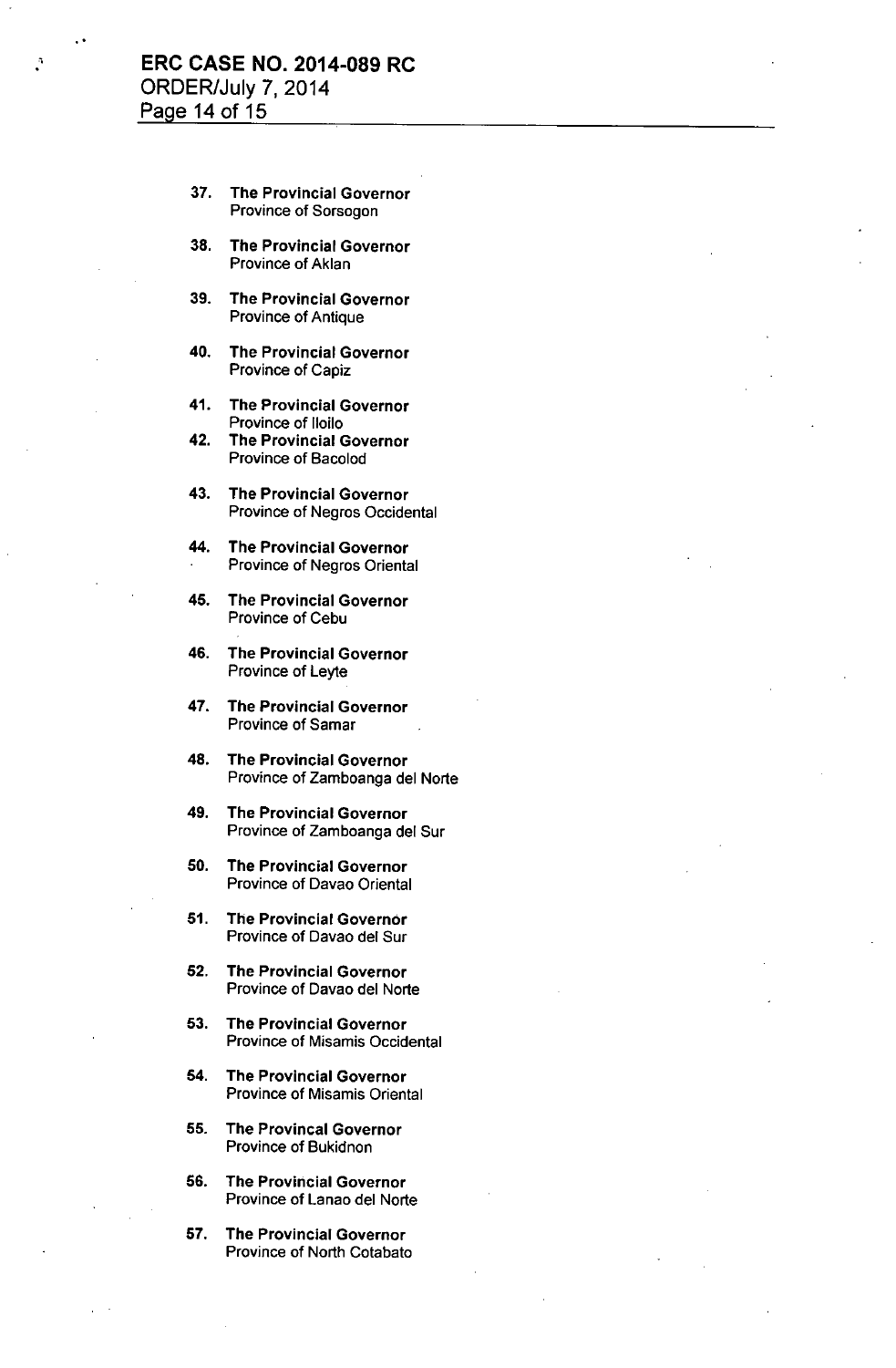37. **The Provincial Governor**
    Province of Sorsogon

38. **The Provincial Governor**
    Province of Aklan

39. **The Provincial Governor**
    Province of Antique

40. **The Provincial Governor**
    Province of Capiz

41. **The Provincial Governor**
    Province of Iloilo

42. **The Provincial Governor**
    Province of Bacolod

43. **The Provincial Governor**
    Province of Negros Occidental

44. **The Provincial Governor**
    Province of Negros Oriental

45. **The Provincial Governor**
    Province of Cebu

46. **The Provincial Governor**
    Province of Leyte

47. **The Provincial Governor**
    Province of Samar

48. **The Provincial Governor**
    Province of Zamboanga del Norte

49. **The Provincial Governor**
    Province of Zamboanga del Sur

50. **The Provincial Governor**
    Province of Davao Oriental

51. **The Provincial Governor**
    Province of Davao del Sur

52. **The Provincial Governor**
    Province of Davao del Norte

53. **The Provincial Governor**
    Province of Misamis Occidental

54. **The Provincial Governor**
    Province of Misamis Oriental

55. **The Provincal Governor**
    Province of Bukidnon

56. **The Provincial Governor**
    Province of Lanao del Norte

57. **The Provincial Governor**
    Province of North Cotabato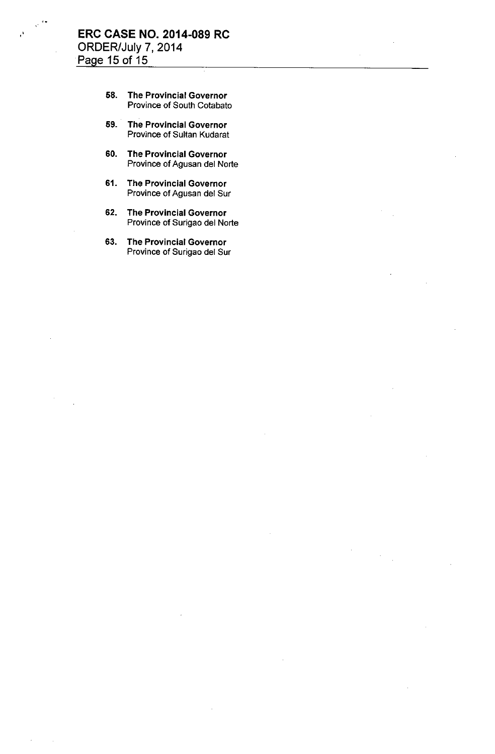58. **The Provincial Governor**
    Province of South Cotabato

59. **The Provincial Governor**
    Province of Sultan Kudarat

60. **The Provincial Governor**
    Province of Agusan del Norte

61. **The Provincial Governor**
    Province of Agusan del Sur

62. **The Provincial Governor**
    Province of Surigao del Norte

63. **The Provincial Governor**
    Province of Surigao del Sur